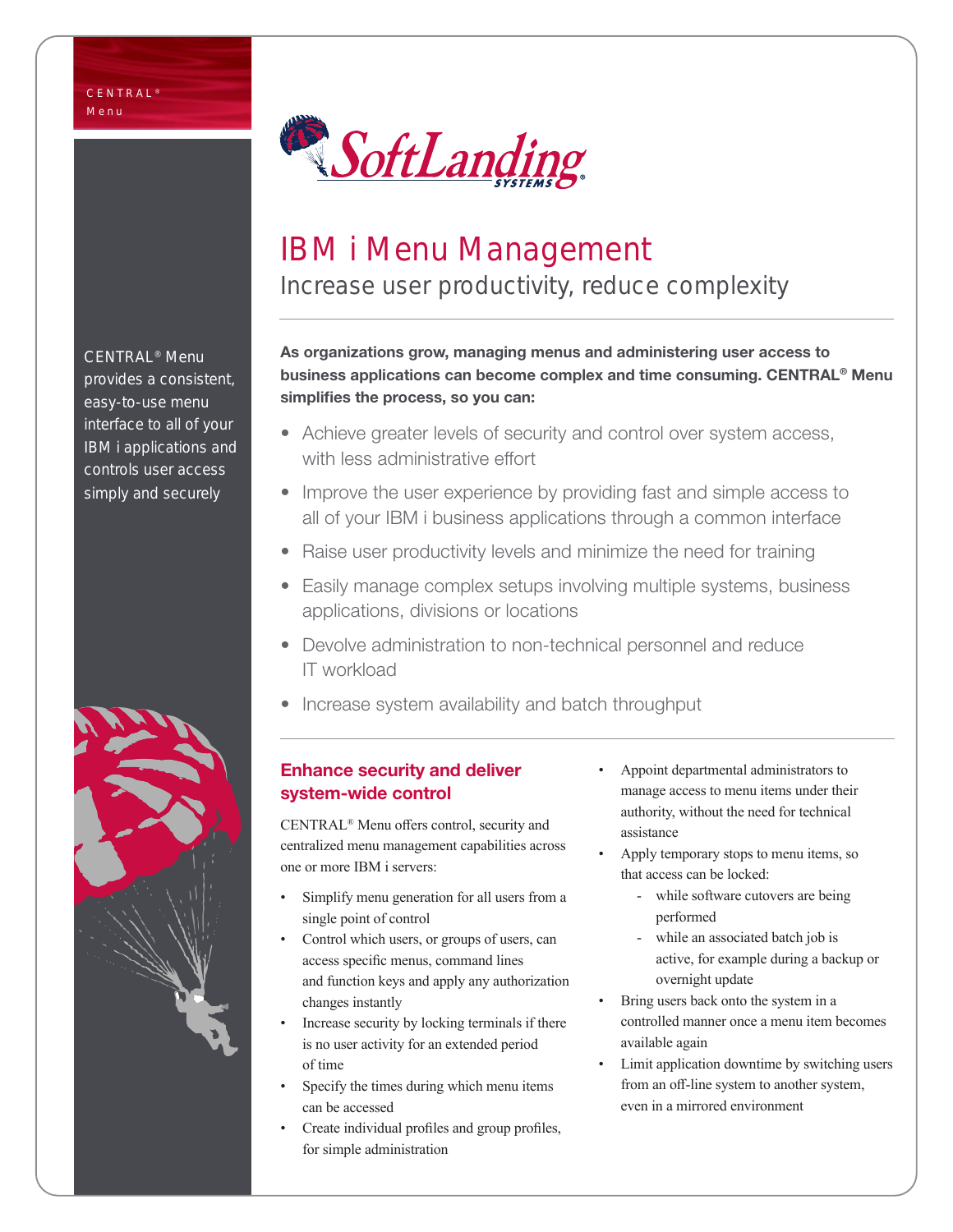CENTRAL® Menu

SoftLanding SYSTEMS

# IBM i Menu Management

## Increase user productivity, reduce complexity

CENTRAL® Menu provides a consistent, easy-to-use menu interface to all of your IBM i applications and controls user access simply and securely

**As organizations grow, managing menus and administering user access to business applications can become complex and time consuming. CENTRAL® Menu simplifies the process, so you can:**

- Achieve greater levels of security and control over system access, with less administrative effort
- Improve the user experience by providing fast and simple access to all of your IBM i business applications through a common interface
- Raise user productivity levels and minimize the need for training
- Easily manage complex setups involving multiple systems, business applications, divisions or locations
- Devolve administration to non-technical personnel and reduce IT workload
- Increase system availability and batch throughput

### Enhance security and deliver system-wide control

CENTRAL® Menu offers control, security and centralized menu management capabilities across one or more IBM i servers:

- Simplify menu generation for all users from a single point of control
- Control which users, or groups of users, can access specific menus, command lines and function keys and apply any authorization changes instantly
- Increase security by locking terminals if there is no user activity for an extended period of time
- Specify the times during which menu items can be accessed
- Create individual profiles and group profiles, for simple administration
- Appoint departmental administrators to manage access to menu items under their authority, without the need for technical assistance
- Apply temporary stops to menu items, so that access can be locked:
  - while software cutovers are being performed
  - while an associated batch job is active, for example during a backup or overnight update
- Bring users back onto the system in a controlled manner once a menu item becomes available again
- Limit application downtime by switching users from an off-line system to another system, even in a mirrored environment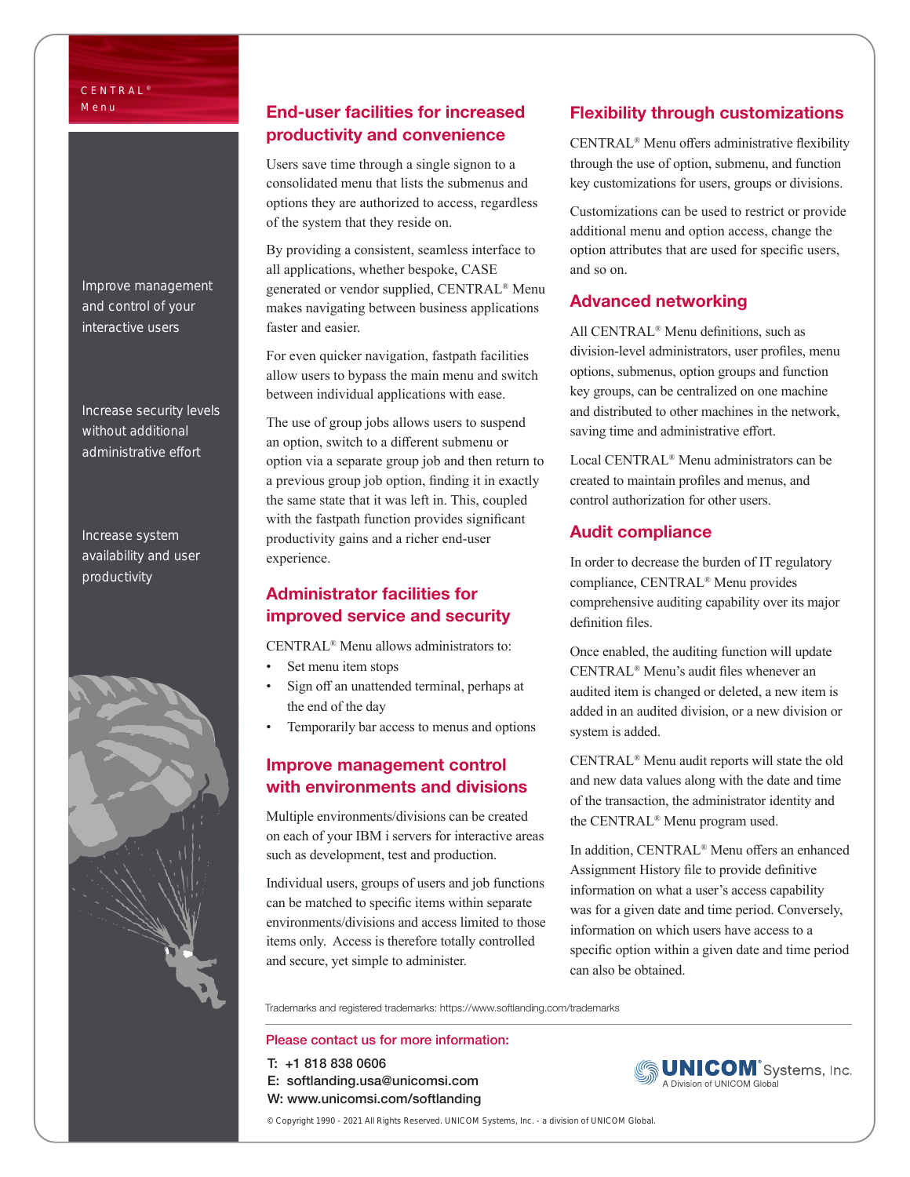CENTRAL® Menu

Improve management and control of your interactive users

Increase security levels without additional administrative effort

Increase system availability and user productivity

## End-user facilities for increased productivity and convenience

Users save time through a single signon to a consolidated menu that lists the submenus and options they are authorized to access, regardless of the system that they reside on.

By providing a consistent, seamless interface to all applications, whether bespoke, CASE generated or vendor supplied, CENTRAL® Menu makes navigating between business applications faster and easier.

For even quicker navigation, fastpath facilities allow users to bypass the main menu and switch between individual applications with ease.

The use of group jobs allows users to suspend an option, switch to a different submenu or option via a separate group job and then return to a previous group job option, finding it in exactly the same state that it was left in. This, coupled with the fastpath function provides significant productivity gains and a richer end-user experience.

## Administrator facilities for improved service and security

CENTRAL® Menu allows administrators to:

- Set menu item stops
- Sign off an unattended terminal, perhaps at the end of the day
- Temporarily bar access to menus and options

## Improve management control with environments and divisions

Multiple environments/divisions can be created on each of your IBM i servers for interactive areas such as development, test and production.

Individual users, groups of users and job functions can be matched to specific items within separate environments/divisions and access limited to those items only. Access is therefore totally controlled and secure, yet simple to administer.

## Flexibility through customizations

CENTRAL® Menu offers administrative flexibility through the use of option, submenu, and function key customizations for users, groups or divisions.

Customizations can be used to restrict or provide additional menu and option access, change the option attributes that are used for specific users, and so on.

## Advanced networking

All CENTRAL® Menu definitions, such as division-level administrators, user profiles, menu options, submenus, option groups and function key groups, can be centralized on one machine and distributed to other machines in the network, saving time and administrative effort.

Local CENTRAL® Menu administrators can be created to maintain profiles and menus, and control authorization for other users.

## Audit compliance

In order to decrease the burden of IT regulatory compliance, CENTRAL® Menu provides comprehensive auditing capability over its major definition files.

Once enabled, the auditing function will update CENTRAL® Menu's audit files whenever an audited item is changed or deleted, a new item is added in an audited division, or a new division or system is added.

CENTRAL® Menu audit reports will state the old and new data values along with the date and time of the transaction, the administrator identity and the CENTRAL® Menu program used.

In addition, CENTRAL® Menu offers an enhanced Assignment History file to provide definitive information on what a user's access capability was for a given date and time period. Conversely, information on which users have access to a specific option within a given date and time period can also be obtained.

Trademarks and registered trademarks: https://www.softlanding.com/trademarks

**Please contact us for more information:**

T: +1 818 838 0606
E: softlanding.usa@unicomsi.com
W: www.unicomsi.com/softlanding

UNICOM® Systems, Inc.
A Division of UNICOM Global

© Copyright 1990 - 2021 All Rights Reserved. UNICOM Systems, Inc. - a division of UNICOM Global.